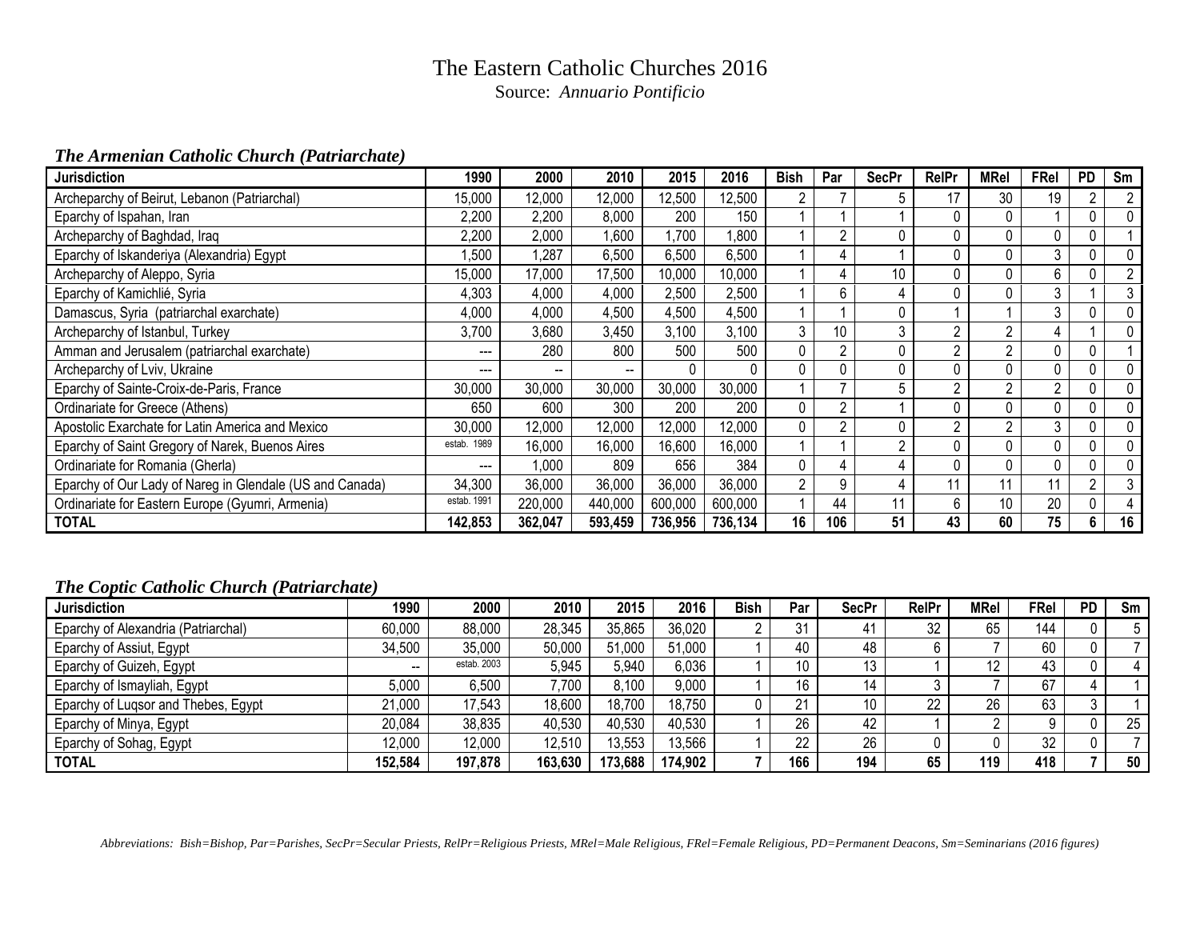# The Eastern Catholic Churches 2016

Source: *Annuario Pontificio*

### *The Armenian Catholic Church (Patriarchate)*

| Jurisdiction | 1990 | 2000 | 2010 | 2015 | 2016 | Bish | Par | SecPr | RelPr | MRel | FRel | PD | Sm |
|---|---|---|---|---|---|---|---|---|---|---|---|---|---|
| Archeparchy of Beirut, Lebanon (Patriarchal) | 15,000 | 12,000 | 12,000 | 12,500 | 12,500 | 2 | 7 | 5 | 17 | 30 | 19 | 2 | 2 |
| Eparchy of Ispahan, Iran | 2,200 | 2,200 | 8,000 | 200 | 150 | 1 | 1 | 1 | 0 | 0 | 1 | 0 | 0 |
| Archeparchy of Baghdad, Iraq | 2,200 | 2,000 | 1,600 | 1,700 | 1,800 | 1 | 2 | 0 | 0 | 0 | 0 | 0 | 1 |
| Eparchy of Iskanderiya (Alexandria) Egypt | 1,500 | 1,287 | 6,500 | 6,500 | 6,500 | 1 | 4 | 1 | 0 | 0 | 3 | 0 | 0 |
| Archeparchy of Aleppo, Syria | 15,000 | 17,000 | 17,500 | 10,000 | 10,000 | 1 | 4 | 10 | 0 | 0 | 6 | 0 | 2 |
| Eparchy of Kamichlié, Syria | 4,303 | 4,000 | 4,000 | 2,500 | 2,500 | 1 | 6 | 4 | 0 | 0 | 3 | 1 | 3 |
| Damascus, Syria (patriarchal exarchate) | 4,000 | 4,000 | 4,500 | 4,500 | 4,500 | 1 | 1 | 0 | 1 | 1 | 3 | 0 | 0 |
| Archeparchy of Istanbul, Turkey | 3,700 | 3,680 | 3,450 | 3,100 | 3,100 | 3 | 10 | 3 | 2 | 2 | 4 | 1 | 0 |
| Amman and Jerusalem (patriarchal exarchate) | --- | 280 | 800 | 500 | 500 | 0 | 2 | 0 | 2 | 2 | 0 | 0 | 1 |
| Archeparchy of Lviv, Ukraine | --- | -- | -- | 0 | 0 | 0 | 0 | 0 | 0 | 0 | 0 | 0 | 0 |
| Eparchy of Sainte-Croix-de-Paris, France | 30,000 | 30,000 | 30,000 | 30,000 | 30,000 | 1 | 7 | 5 | 2 | 2 | 2 | 0 | 0 |
| Ordinariate for Greece (Athens) | 650 | 600 | 300 | 200 | 200 | 0 | 2 | 1 | 0 | 0 | 0 | 0 | 0 |
| Apostolic Exarchate for Latin America and Mexico | 30,000 | 12,000 | 12,000 | 12,000 | 12,000 | 0 | 2 | 0 | 2 | 2 | 3 | 0 | 0 |
| Eparchy of Saint Gregory of Narek, Buenos Aires | estab. 1989 | 16,000 | 16,000 | 16,600 | 16,000 | 1 | 1 | 2 | 0 | 0 | 0 | 0 | 0 |
| Ordinariate for Romania (Gherla) | --- | 1,000 | 809 | 656 | 384 | 0 | 4 | 4 | 0 | 0 | 0 | 0 | 0 |
| Eparchy of Our Lady of Nareg in Glendale (US and Canada) | 34,300 | 36,000 | 36,000 | 36,000 | 36,000 | 2 | 9 | 4 | 11 | 11 | 11 | 2 | 3 |
| Ordinariate for Eastern Europe (Gyumri, Armenia) | estab. 1991 | 220,000 | 440,000 | 600,000 | 600,000 | 1 | 44 | 11 | 6 | 10 | 20 | 0 | 4 |
| **TOTAL** | **142,853** | **362,047** | **593,459** | **736,956** | **736,134** | **16** | **106** | **51** | **43** | **60** | **75** | **6** | **16** |

### *The Coptic Catholic Church (Patriarchate)*

| Jurisdiction | 1990 | 2000 | 2010 | 2015 | 2016 | Bish | Par | SecPr | RelPr | MRel | FRel | PD | Sm |
|---|---|---|---|---|---|---|---|---|---|---|---|---|---|
| Eparchy of Alexandria (Patriarchal) | 60,000 | 88,000 | 28,345 | 35,865 | 36,020 | 2 | 31 | 41 | 32 | 65 | 144 | 0 | 5 |
| Eparchy of Assiut, Egypt | 34,500 | 35,000 | 50,000 | 51,000 | 51,000 | 1 | 40 | 48 | 6 | 7 | 60 | 0 | 7 |
| Eparchy of Guizeh, Egypt | -- | estab. 2003 | 5,945 | 5,940 | 6,036 | 1 | 10 | 13 | 1 | 12 | 43 | 0 | 4 |
| Eparchy of Ismayliah, Egypt | 5,000 | 6,500 | 7,700 | 8,100 | 9,000 | 1 | 16 | 14 | 3 | 7 | 67 | 4 | 1 |
| Eparchy of Luqsor and Thebes, Egypt | 21,000 | 17,543 | 18,600 | 18,700 | 18,750 | 0 | 21 | 10 | 22 | 26 | 63 | 3 | 1 |
| Eparchy of Minya, Egypt | 20,084 | 38,835 | 40,530 | 40,530 | 40,530 | 1 | 26 | 42 | 1 | 2 | 9 | 0 | 25 |
| Eparchy of Sohag, Egypt | 12,000 | 12,000 | 12,510 | 13,553 | 13,566 | 1 | 22 | 26 | 0 | 0 | 32 | 0 | 7 |
| **TOTAL** | **152,584** | **197,878** | **163,630** | **173,688** | **174,902** | **7** | **166** | **194** | **65** | **119** | **418** | **7** | **50** |

*Abbreviations: Bish=Bishop, Par=Parishes, SecPr=Secular Priests, RelPr=Religious Priests, MRel=Male Religious, FRel=Female Religious, PD=Permanent Deacons, Sm=Seminarians (2016 figures)*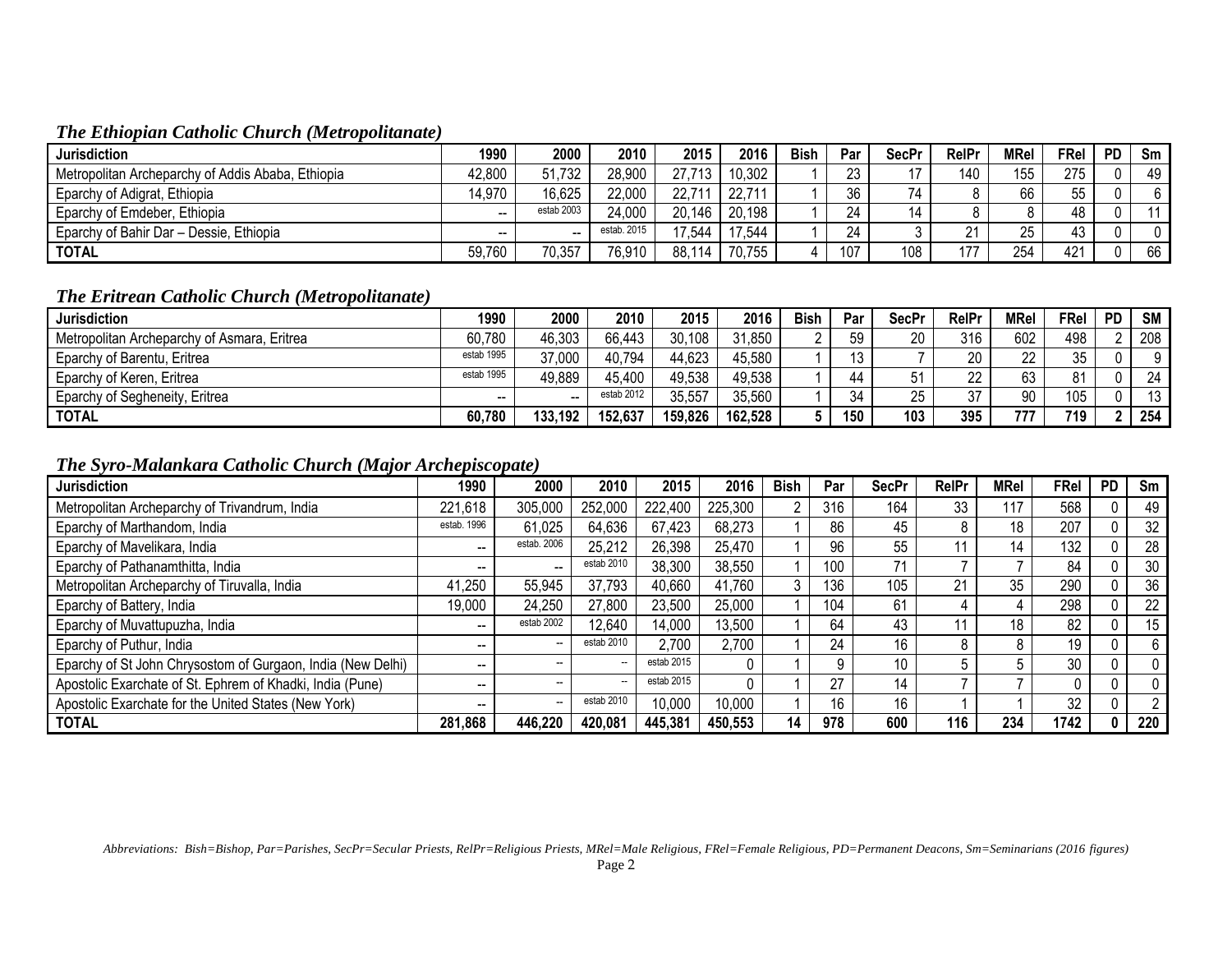### *The Ethiopian Catholic Church (Metropolitanate)*

| Jurisdiction | 1990 | 2000 | 2010 | 2015 | 2016 | Bish | Par | SecPr | RelPr | MRel | FRel | PD | Sm |
|---|---|---|---|---|---|---|---|---|---|---|---|---|---|
| Metropolitan Archeparchy of Addis Ababa, Ethiopia | 42,800 | 51,732 | 28,900 | 27,713 | 10,302 | 1 | 23 | 17 | 140 | 155 | 275 | 0 | 49 |
| Eparchy of Adigrat, Ethiopia | 14,970 | 16,625 | 22,000 | 22,711 | 22,711 | 1 | 36 | 74 | 8 | 66 | 55 | 0 | 6 |
| Eparchy of Emdeber, Ethiopia | -- | estab 2003 | 24,000 | 20,146 | 20,198 | 1 | 24 | 14 | 8 | 8 | 48 | 0 | 11 |
| Eparchy of Bahir Dar – Dessie, Ethiopia | -- | -- | estab. 2015 | 17,544 | 17,544 | 1 | 24 | 3 | 21 | 25 | 43 | 0 | 0 |
| **TOTAL** | 59,760 | 70,357 | 76,910 | 88,114 | 70,755 | 4 | 107 | 108 | 177 | 254 | 421 | 0 | 66 |

### *The Eritrean Catholic Church (Metropolitanate)*

| Jurisdiction | 1990 | 2000 | 2010 | 2015 | 2016 | Bish | Par | SecPr | RelPr | MRel | FRel | PD | SM |
|---|---|---|---|---|---|---|---|---|---|---|---|---|---|
| Metropolitan Archeparchy of Asmara, Eritrea | 60,780 | 46,303 | 66,443 | 30,108 | 31,850 | 2 | 59 | 20 | 316 | 602 | 498 | 2 | 208 |
| Eparchy of Barentu, Eritrea | estab 1995 | 37,000 | 40,794 | 44,623 | 45,580 | 1 | 13 | 7 | 20 | 22 | 35 | 0 | 9 |
| Eparchy of Keren, Eritrea | estab 1995 | 49,889 | 45,400 | 49,538 | 49,538 | 1 | 44 | 51 | 22 | 63 | 81 | 0 | 24 |
| Eparchy of Segheneity, Eritrea | -- | -- | estab 2012 | 35,557 | 35,560 | 1 | 34 | 25 | 37 | 90 | 105 | 0 | 13 |
| **TOTAL** | **60,780** | **133,192** | **152,637** | **159,826** | **162,528** | **5** | **150** | **103** | **395** | **777** | **719** | **2** | **254** |

### *The Syro-Malankara Catholic Church (Major Archepiscopate)*

| Jurisdiction | 1990 | 2000 | 2010 | 2015 | 2016 | Bish | Par | SecPr | RelPr | MRel | FRel | PD | Sm |
|---|---|---|---|---|---|---|---|---|---|---|---|---|---|
| Metropolitan Archeparchy of Trivandrum, India | 221,618 | 305,000 | 252,000 | 222,400 | 225,300 | 2 | 316 | 164 | 33 | 117 | 568 | 0 | 49 |
| Eparchy of Marthandom, India | estab. 1996 | 61,025 | 64,636 | 67,423 | 68,273 | 1 | 86 | 45 | 8 | 18 | 207 | 0 | 32 |
| Eparchy of Mavelikara, India | -- | estab. 2006 | 25,212 | 26,398 | 25,470 | 1 | 96 | 55 | 11 | 14 | 132 | 0 | 28 |
| Eparchy of Pathanamthitta, India | -- | -- | estab 2010 | 38,300 | 38,550 | 1 | 100 | 71 | 7 | 7 | 84 | 0 | 30 |
| Metropolitan Archeparchy of Tiruvalla, India | 41,250 | 55,945 | 37,793 | 40,660 | 41,760 | 3 | 136 | 105 | 21 | 35 | 290 | 0 | 36 |
| Eparchy of Battery, India | 19,000 | 24,250 | 27,800 | 23,500 | 25,000 | 1 | 104 | 61 | 4 | 4 | 298 | 0 | 22 |
| Eparchy of Muvattupuzha, India | -- | estab 2002 | 12,640 | 14,000 | 13,500 | 1 | 64 | 43 | 11 | 18 | 82 | 0 | 15 |
| Eparchy of Puthur, India | -- | -- | estab 2010 | 2,700 | 2,700 | 1 | 24 | 16 | 8 | 8 | 19 | 0 | 6 |
| Eparchy of St John Chrysostom of Gurgaon, India (New Delhi) | -- | -- | -- | estab 2015 | 0 | 1 | 9 | 10 | 5 | 5 | 30 | 0 | 0 |
| Apostolic Exarchate of St. Ephrem of Khadki, India (Pune) | -- | -- | -- | estab 2015 | 0 | 1 | 27 | 14 | 7 | 7 | 0 | 0 | 0 |
| Apostolic Exarchate for the United States (New York) | -- | -- | estab 2010 | 10,000 | 10,000 | 1 | 16 | 16 | 1 | 1 | 32 | 0 | 2 |
| **TOTAL** | **281,868** | **446,220** | **420,081** | **445,381** | **450,553** | **14** | **978** | **600** | **116** | **234** | **1742** | **0** | **220** |

*Abbreviations: Bish=Bishop, Par=Parishes, SecPr=Secular Priests, RelPr=Religious Priests, MRel=Male Religious, FRel=Female Religious, PD=Permanent Deacons, Sm=Seminarians (2016 figures)*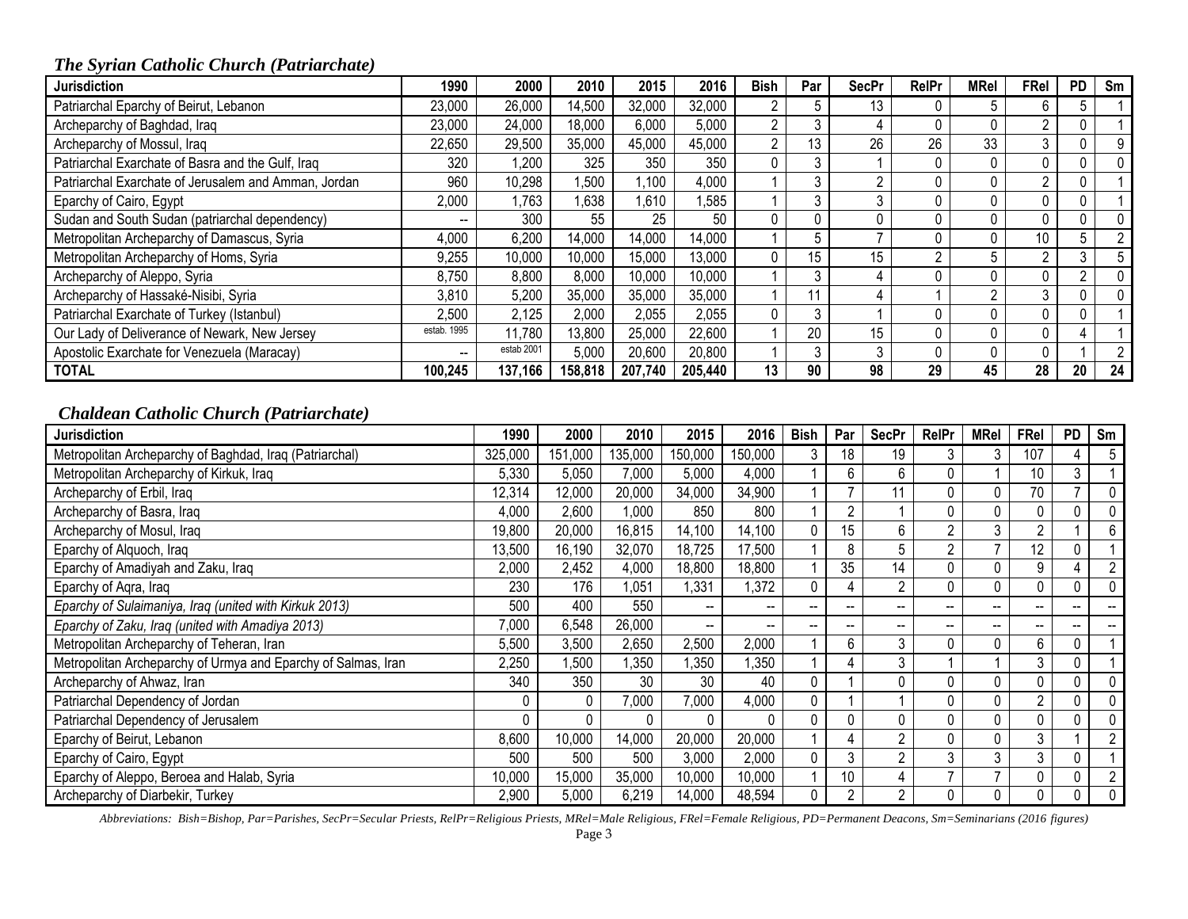### *The Syrian Catholic Church (Patriarchate)*

| Jurisdiction | 1990 | 2000 | 2010 | 2015 | 2016 | Bish | Par | SecPr | RelPr | MRel | FRel | PD | Sm |
|---|---|---|---|---|---|---|---|---|---|---|---|---|---|
| Patriarchal Eparchy of Beirut, Lebanon | 23,000 | 26,000 | 14,500 | 32,000 | 32,000 | 2 | 5 | 13 | 0 | 5 | 6 | 5 | 1 |
| Archeparchy of Baghdad, Iraq | 23,000 | 24,000 | 18,000 | 6,000 | 5,000 | 2 | 3 | 4 | 0 | 0 | 2 | 0 | 1 |
| Archeparchy of Mossul, Iraq | 22,650 | 29,500 | 35,000 | 45,000 | 45,000 | 2 | 13 | 26 | 26 | 33 | 3 | 0 | 9 |
| Patriarchal Exarchate of Basra and the Gulf, Iraq | 320 | 1,200 | 325 | 350 | 350 | 0 | 3 | 1 | 0 | 0 | 0 | 0 | 0 |
| Patriarchal Exarchate of Jerusalem and Amman, Jordan | 960 | 10,298 | 1,500 | 1,100 | 4,000 | 1 | 3 | 2 | 0 | 0 | 2 | 0 | 1 |
| Eparchy of Cairo, Egypt | 2,000 | 1,763 | 1,638 | 1,610 | 1,585 | 1 | 3 | 3 | 0 | 0 | 0 | 0 | 1 |
| Sudan and South Sudan (patriarchal dependency) | -- | 300 | 55 | 25 | 50 | 0 | 0 | 0 | 0 | 0 | 0 | 0 | 0 |
| Metropolitan Archeparchy of Damascus, Syria | 4,000 | 6,200 | 14,000 | 14,000 | 14,000 | 1 | 5 | 7 | 0 | 0 | 10 | 5 | 2 |
| Metropolitan Archeparchy of Homs, Syria | 9,255 | 10,000 | 10,000 | 15,000 | 13,000 | 0 | 15 | 15 | 2 | 5 | 2 | 3 | 5 |
| Archeparchy of Aleppo, Syria | 8,750 | 8,800 | 8,000 | 10,000 | 10,000 | 1 | 3 | 4 | 0 | 0 | 0 | 2 | 0 |
| Archeparchy of Hassaké-Nisibi, Syria | 3,810 | 5,200 | 35,000 | 35,000 | 35,000 | 1 | 11 | 4 | 1 | 2 | 3 | 0 | 0 |
| Patriarchal Exarchate of Turkey (Istanbul) | 2,500 | 2,125 | 2,000 | 2,055 | 2,055 | 0 | 3 | 1 | 0 | 0 | 0 | 0 | 1 |
| Our Lady of Deliverance of Newark, New Jersey | estab. 1995 | 11,780 | 13,800 | 25,000 | 22,600 | 1 | 20 | 15 | 0 | 0 | 0 | 4 | 1 |
| Apostolic Exarchate for Venezuela (Maracay) | -- | estab 2001 | 5,000 | 20,600 | 20,800 | 1 | 3 | 3 | 0 | 0 | 0 | 1 | 2 |
| **TOTAL** | **100,245** | **137,166** | **158,818** | **207,740** | **205,440** | **13** | **90** | **98** | **29** | **45** | **28** | **20** | **24** |

### *Chaldean Catholic Church (Patriarchate)*

| Jurisdiction | 1990 | 2000 | 2010 | 2015 | 2016 | Bish | Par | SecPr | RelPr | MRel | FRel | PD | Sm |
|---|---|---|---|---|---|---|---|---|---|---|---|---|---|
| Metropolitan Archeparchy of Baghdad, Iraq (Patriarchal) | 325,000 | 151,000 | 135,000 | 150,000 | 150,000 | 3 | 18 | 19 | 3 | 3 | 107 | 4 | 5 |
| Metropolitan Archeparchy of Kirkuk, Iraq | 5,330 | 5,050 | 7,000 | 5,000 | 4,000 | 1 | 6 | 6 | 0 | 1 | 10 | 3 | 1 |
| Archeparchy of Erbil, Iraq | 12,314 | 12,000 | 20,000 | 34,000 | 34,900 | 1 | 7 | 11 | 0 | 0 | 70 | 7 | 0 |
| Archeparchy of Basra, Iraq | 4,000 | 2,600 | 1,000 | 850 | 800 | 1 | 2 | 1 | 0 | 0 | 0 | 0 | 0 |
| Archeparchy of Mosul, Iraq | 19,800 | 20,000 | 16,815 | 14,100 | 14,100 | 0 | 15 | 6 | 2 | 3 | 2 | 1 | 6 |
| Eparchy of Alquoch, Iraq | 13,500 | 16,190 | 32,070 | 18,725 | 17,500 | 1 | 8 | 5 | 2 | 7 | 12 | 0 | 1 |
| Eparchy of Amadiyah and Zaku, Iraq | 2,000 | 2,452 | 4,000 | 18,800 | 18,800 | 1 | 35 | 14 | 0 | 0 | 9 | 4 | 2 |
| Eparchy of Aqra, Iraq | 230 | 176 | 1,051 | 1,331 | 1,372 | 0 | 4 | 2 | 0 | 0 | 0 | 0 | 0 |
| *Eparchy of Sulaimaniya, Iraq (united with Kirkuk 2013)* | 500 | 400 | 550 | -- | -- | -- | -- | -- | -- | -- | -- | -- | -- |
| *Eparchy of Zaku, Iraq (united with Amadiya 2013)* | 7,000 | 6,548 | 26,000 | -- | -- | -- | -- | -- | -- | -- | -- | -- | -- |
| Metropolitan Archeparchy of Teheran, Iran | 5,500 | 3,500 | 2,650 | 2,500 | 2,000 | 1 | 6 | 3 | 0 | 0 | 6 | 0 | 1 |
| Metropolitan Archeparchy of Urmya and Eparchy of Salmas, Iran | 2,250 | 1,500 | 1,350 | 1,350 | 1,350 | 1 | 4 | 3 | 1 | 1 | 3 | 0 | 1 |
| Archeparchy of Ahwaz, Iran | 340 | 350 | 30 | 30 | 40 | 0 | 1 | 0 | 0 | 0 | 0 | 0 | 0 |
| Patriarchal Dependency of Jordan | 0 | 0 | 7,000 | 7,000 | 4,000 | 0 | 1 | 1 | 0 | 0 | 2 | 0 | 0 |
| Patriarchal Dependency of Jerusalem | 0 | 0 | 0 | 0 | 0 | 0 | 0 | 0 | 0 | 0 | 0 | 0 | 0 |
| Eparchy of Beirut, Lebanon | 8,600 | 10,000 | 14,000 | 20,000 | 20,000 | 1 | 4 | 2 | 0 | 0 | 3 | 1 | 2 |
| Eparchy of Cairo, Egypt | 500 | 500 | 500 | 3,000 | 2,000 | 0 | 3 | 2 | 3 | 3 | 3 | 0 | 1 |
| Eparchy of Aleppo, Beroea and Halab, Syria | 10,000 | 15,000 | 35,000 | 10,000 | 10,000 | 1 | 10 | 4 | 7 | 7 | 0 | 0 | 2 |
| Archeparchy of Diarbekir, Turkey | 2,900 | 5,000 | 6,219 | 14,000 | 48,594 | 0 | 2 | 2 | 0 | 0 | 0 | 0 | 0 |

*Abbreviations: Bish=Bishop, Par=Parishes, SecPr=Secular Priests, RelPr=Religious Priests, MRel=Male Religious, FRel=Female Religious, PD=Permanent Deacons, Sm=Seminarians (2016 figures)*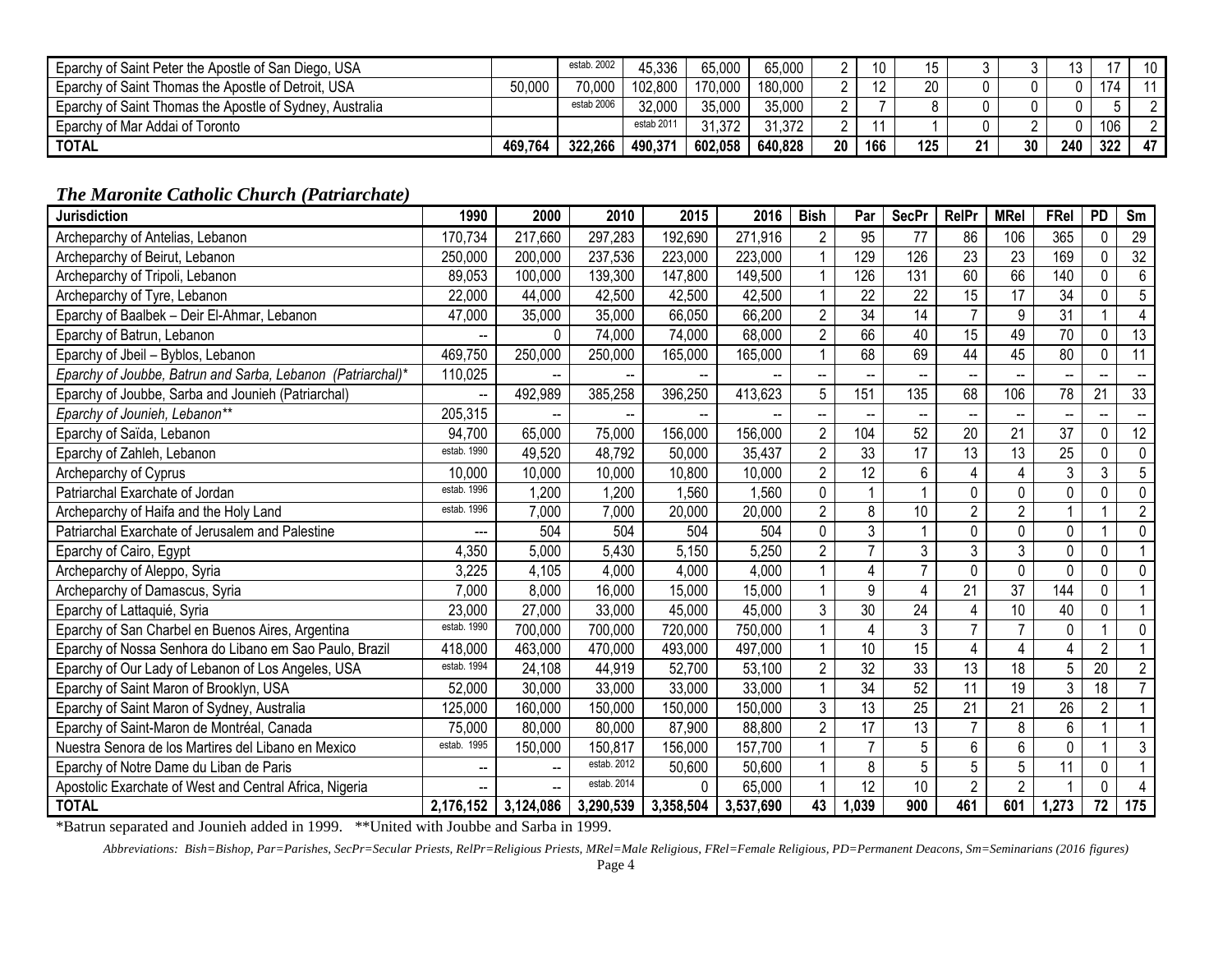| Eparchy of Saint Peter the Apostle of San Diego, USA | | estab. 2002 | 45,336 | 65,000 | 65,000 | 2 | 10 | 15 | 3 | 3 | 13 | 17 | 10 |
|---|---|---|---|---|---|---|---|---|---|---|---|---|---|
| Eparchy of Saint Thomas the Apostle of Detroit, USA | 50,000 | 70,000 | 102,800 | 170,000 | 180,000 | 2 | 12 | 20 | 0 | 0 | 0 | 174 | 11 |
| Eparchy of Saint Thomas the Apostle of Sydney, Australia | | estab 2006 | 32,000 | 35,000 | 35,000 | 2 | 7 | 8 | 0 | 0 | 0 | 5 | 2 |
| Eparchy of Mar Addai of Toronto | | | estab 2011 | 31,372 | 31,372 | 2 | 11 | 1 | 0 | 2 | 0 | 106 | 2 |
| **TOTAL** | **469,764** | **322,266** | **490,371** | **602,058** | **640,828** | **20** | **166** | **125** | **21** | **30** | **240** | **322** | **47** |

### *The Maronite Catholic Church (Patriarchate)*

| Jurisdiction | 1990 | 2000 | 2010 | 2015 | 2016 | Bish | Par | SecPr | RelPr | MRel | FRel | PD | Sm |
|---|---|---|---|---|---|---|---|---|---|---|---|---|---|
| Archeparchy of Antelias, Lebanon | 170,734 | 217,660 | 297,283 | 192,690 | 271,916 | 2 | 95 | 77 | 86 | 106 | 365 | 0 | 29 |
| Archeparchy of Beirut, Lebanon | 250,000 | 200,000 | 237,536 | 223,000 | 223,000 | 1 | 129 | 126 | 23 | 23 | 169 | 0 | 32 |
| Archeparchy of Tripoli, Lebanon | 89,053 | 100,000 | 139,300 | 147,800 | 149,500 | 1 | 126 | 131 | 60 | 66 | 140 | 0 | 6 |
| Archeparchy of Tyre, Lebanon | 22,000 | 44,000 | 42,500 | 42,500 | 42,500 | 1 | 22 | 22 | 15 | 17 | 34 | 0 | 5 |
| Eparchy of Baalbek – Deir El-Ahmar, Lebanon | 47,000 | 35,000 | 35,000 | 66,050 | 66,200 | 2 | 34 | 14 | 7 | 9 | 31 | 1 | 4 |
| Eparchy of Batrun, Lebanon | -- | 0 | 74,000 | 74,000 | 68,000 | 2 | 66 | 40 | 15 | 49 | 70 | 0 | 13 |
| Eparchy of Jbeil – Byblos, Lebanon | 469,750 | 250,000 | 250,000 | 165,000 | 165,000 | 1 | 68 | 69 | 44 | 45 | 80 | 0 | 11 |
| *Eparchy of Joubbe, Batrun and Sarba, Lebanon (Patriarchal)** | 110,025 | -- | -- | -- | -- | -- | -- | -- | -- | -- | -- | -- | -- |
| Eparchy of Joubbe, Sarba and Jounieh (Patriarchal) | -- | 492,989 | 385,258 | 396,250 | 413,623 | 5 | 151 | 135 | 68 | 106 | 78 | 21 | 33 |
| *Eparchy of Jounieh, Lebanon*** | 205,315 | -- | -- | -- | -- | -- | -- | -- | -- | -- | -- | -- | -- |
| Eparchy of Saïda, Lebanon | 94,700 | 65,000 | 75,000 | 156,000 | 156,000 | 2 | 104 | 52 | 20 | 21 | 37 | 0 | 12 |
| Eparchy of Zahleh, Lebanon | estab. 1990 | 49,520 | 48,792 | 50,000 | 35,437 | 2 | 33 | 17 | 13 | 13 | 25 | 0 | 0 |
| Archeparchy of Cyprus | 10,000 | 10,000 | 10,000 | 10,800 | 10,000 | 2 | 12 | 6 | 4 | 4 | 3 | 3 | 5 |
| Patriarchal Exarchate of Jordan | estab. 1996 | 1,200 | 1,200 | 1,560 | 1,560 | 0 | 1 | 1 | 0 | 0 | 0 | 0 | 0 |
| Archeparchy of Haifa and the Holy Land | estab. 1996 | 7,000 | 7,000 | 20,000 | 20,000 | 2 | 8 | 10 | 2 | 2 | 1 | 1 | 2 |
| Patriarchal Exarchate of Jerusalem and Palestine | --- | 504 | 504 | 504 | 504 | 0 | 3 | 1 | 0 | 0 | 0 | 1 | 0 |
| Eparchy of Cairo, Egypt | 4,350 | 5,000 | 5,430 | 5,150 | 5,250 | 2 | 7 | 3 | 3 | 3 | 0 | 0 | 1 |
| Archeparchy of Aleppo, Syria | 3,225 | 4,105 | 4,000 | 4,000 | 4,000 | 1 | 4 | 7 | 0 | 0 | 0 | 0 | 0 |
| Archeparchy of Damascus, Syria | 7,000 | 8,000 | 16,000 | 15,000 | 15,000 | 1 | 9 | 4 | 21 | 37 | 144 | 0 | 1 |
| Eparchy of Lattaquié, Syria | 23,000 | 27,000 | 33,000 | 45,000 | 45,000 | 3 | 30 | 24 | 4 | 10 | 40 | 0 | 1 |
| Eparchy of San Charbel en Buenos Aires, Argentina | estab. 1990 | 700,000 | 700,000 | 720,000 | 750,000 | 1 | 4 | 3 | 7 | 7 | 0 | 1 | 0 |
| Eparchy of Nossa Senhora do Libano em Sao Paulo, Brazil | 418,000 | 463,000 | 470,000 | 493,000 | 497,000 | 1 | 10 | 15 | 4 | 4 | 4 | 2 | 1 |
| Eparchy of Our Lady of Lebanon of Los Angeles, USA | estab. 1994 | 24,108 | 44,919 | 52,700 | 53,100 | 2 | 32 | 33 | 13 | 18 | 5 | 20 | 2 |
| Eparchy of Saint Maron of Brooklyn, USA | 52,000 | 30,000 | 33,000 | 33,000 | 33,000 | 1 | 34 | 52 | 11 | 19 | 3 | 18 | 7 |
| Eparchy of Saint Maron of Sydney, Australia | 125,000 | 160,000 | 150,000 | 150,000 | 150,000 | 3 | 13 | 25 | 21 | 21 | 26 | 2 | 1 |
| Eparchy of Saint-Maron de Montréal, Canada | 75,000 | 80,000 | 80,000 | 87,900 | 88,800 | 2 | 17 | 13 | 7 | 8 | 6 | 1 | 1 |
| Nuestra Senora de los Martires del Libano en Mexico | estab. 1995 | 150,000 | 150,817 | 156,000 | 157,700 | 1 | 7 | 5 | 6 | 6 | 0 | 1 | 3 |
| Eparchy of Notre Dame du Liban de Paris | -- | -- | estab. 2012 | 50,600 | 50,600 | 1 | 8 | 5 | 5 | 5 | 11 | 0 | 1 |
| Apostolic Exarchate of West and Central Africa, Nigeria | -- | -- | estab. 2014 | 0 | 65,000 | 1 | 12 | 10 | 2 | 2 | 1 | 0 | 4 |
| **TOTAL** | **2,176,152** | **3,124,086** | **3,290,539** | **3,358,504** | **3,537,690** | **43** | **1,039** | **900** | **461** | **601** | **1,273** | **72** | **175** |

*Batrun separated and Jounieh added in 1999. **United with Joubbe and Sarba in 1999.

*Abbreviations: Bish=Bishop, Par=Parishes, SecPr=Secular Priests, RelPr=Religious Priests, MRel=Male Religious, FRel=Female Religious, PD=Permanent Deacons, Sm=Seminarians (2016 figures)*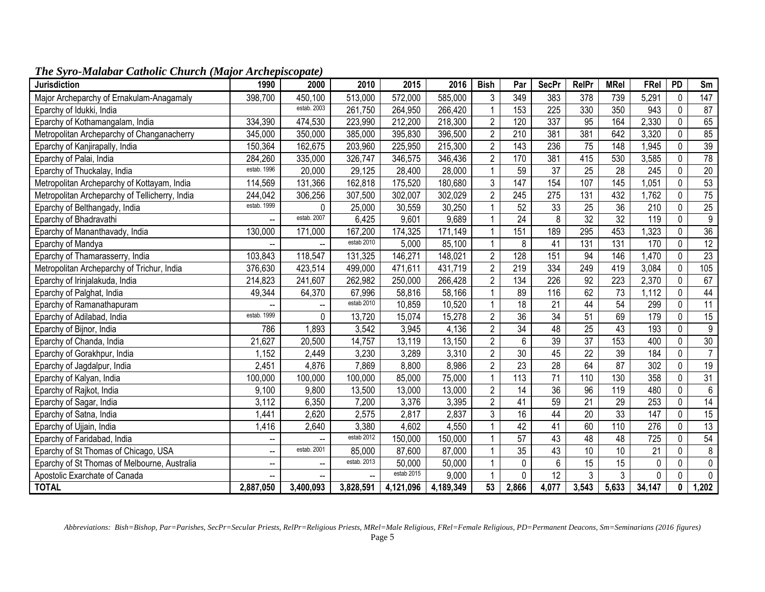## *The Syro-Malabar Catholic Church (Major Archepiscopate)*

| Jurisdiction | 1990 | 2000 | 2010 | 2015 | 2016 | Bish | Par | SecPr | RelPr | MRel | FRel | PD | Sm |
|---|---|---|---|---|---|---|---|---|---|---|---|---|---|
| Major Archeparchy of Ernakulam-Anagamaly | 398,700 | 450,100 | 513,000 | 572,000 | 585,000 | 3 | 349 | 383 | 378 | 739 | 5,291 | 0 | 147 |
| Eparchy of Idukki, India | | estab. 2003 | 261,750 | 264,950 | 266,420 | 1 | 153 | 225 | 330 | 350 | 943 | 0 | 87 |
| Eparchy of Kothamangalam, India | 334,390 | 474,530 | 223,990 | 212,200 | 218,300 | 2 | 120 | 337 | 95 | 164 | 2,330 | 0 | 65 |
| Metropolitan Archeparchy of Changanacherry | 345,000 | 350,000 | 385,000 | 395,830 | 396,500 | 2 | 210 | 381 | 381 | 642 | 3,320 | 0 | 85 |
| Eparchy of Kanjirapally, India | 150,364 | 162,675 | 203,960 | 225,950 | 215,300 | 2 | 143 | 236 | 75 | 148 | 1,945 | 0 | 39 |
| Eparchy of Palai, India | 284,260 | 335,000 | 326,747 | 346,575 | 346,436 | 2 | 170 | 381 | 415 | 530 | 3,585 | 0 | 78 |
| Eparchy of Thuckalay, India | estab. 1996 | 20,000 | 29,125 | 28,400 | 28,000 | 1 | 59 | 37 | 25 | 28 | 245 | 0 | 20 |
| Metropolitan Archeparchy of Kottayam, India | 114,569 | 131,366 | 162,818 | 175,520 | 180,680 | 3 | 147 | 154 | 107 | 145 | 1,051 | 0 | 53 |
| Metropolitan Archeparchy of Tellicherry, India | 244,042 | 306,256 | 307,500 | 302,007 | 302,029 | 2 | 245 | 275 | 131 | 432 | 1,762 | 0 | 75 |
| Eparchy of Belthangady, India | estab. 1999 | 0 | 25,000 | 30,559 | 30,250 | 1 | 52 | 33 | 25 | 36 | 210 | 0 | 25 |
| Eparchy of Bhadravathi | -- | estab. 2007 | 6,425 | 9,601 | 9,689 | 1 | 24 | 8 | 32 | 32 | 119 | 0 | 9 |
| Eparchy of Mananthavady, India | 130,000 | 171,000 | 167,200 | 174,325 | 171,149 | 1 | 151 | 189 | 295 | 453 | 1,323 | 0 | 36 |
| Eparchy of Mandya | -- | -- | estab 2010 | 5,000 | 85,100 | 1 | 8 | 41 | 131 | 131 | 170 | 0 | 12 |
| Eparchy of Thamarasserry, India | 103,843 | 118,547 | 131,325 | 146,271 | 148,021 | 2 | 128 | 151 | 94 | 146 | 1,470 | 0 | 23 |
| Metropolitan Archeparchy of Trichur, India | 376,630 | 423,514 | 499,000 | 471,611 | 431,719 | 2 | 219 | 334 | 249 | 419 | 3,084 | 0 | 105 |
| Eparchy of Irinjalakuda, India | 214,823 | 241,607 | 262,982 | 250,000 | 266,428 | 2 | 134 | 226 | 92 | 223 | 2,370 | 0 | 67 |
| Eparchy of Palghat, India | 49,344 | 64,370 | 67,996 | 58,816 | 58,166 | 1 | 89 | 116 | 62 | 73 | 1,112 | 0 | 44 |
| Eparchy of Ramanathapuram | -- | -- | estab 2010 | 10,859 | 10,520 | 1 | 18 | 21 | 44 | 54 | 299 | 0 | 11 |
| Eparchy of Adilabad, India | estab. 1999 | 0 | 13,720 | 15,074 | 15,278 | 2 | 36 | 34 | 51 | 69 | 179 | 0 | 15 |
| Eparchy of Bijnor, India | 786 | 1,893 | 3,542 | 3,945 | 4,136 | 2 | 34 | 48 | 25 | 43 | 193 | 0 | 9 |
| Eparchy of Chanda, India | 21,627 | 20,500 | 14,757 | 13,119 | 13,150 | 2 | 6 | 39 | 37 | 153 | 400 | 0 | 30 |
| Eparchy of Gorakhpur, India | 1,152 | 2,449 | 3,230 | 3,289 | 3,310 | 2 | 30 | 45 | 22 | 39 | 184 | 0 | 7 |
| Eparchy of Jagdalpur, India | 2,451 | 4,876 | 7,869 | 8,800 | 8,986 | 2 | 23 | 28 | 64 | 87 | 302 | 0 | 19 |
| Eparchy of Kalyan, India | 100,000 | 100,000 | 100,000 | 85,000 | 75,000 | 1 | 113 | 71 | 110 | 130 | 358 | 0 | 31 |
| Eparchy of Rajkot, India | 9,100 | 9,800 | 13,500 | 13,000 | 13,000 | 2 | 14 | 36 | 96 | 119 | 480 | 0 | 6 |
| Eparchy of Sagar, India | 3,112 | 6,350 | 7,200 | 3,376 | 3,395 | 2 | 41 | 59 | 21 | 29 | 253 | 0 | 14 |
| Eparchy of Satna, India | 1,441 | 2,620 | 2,575 | 2,817 | 2,837 | 3 | 16 | 44 | 20 | 33 | 147 | 0 | 15 |
| Eparchy of Ujjain, India | 1,416 | 2,640 | 3,380 | 4,602 | 4,550 | 1 | 42 | 41 | 60 | 110 | 276 | 0 | 13 |
| Eparchy of Faridabad, India | -- | -- | estab 2012 | 150,000 | 150,000 | 1 | 57 | 43 | 48 | 48 | 725 | 0 | 54 |
| Eparchy of St Thomas of Chicago, USA | -- | estab. 2001 | 85,000 | 87,600 | 87,000 | 1 | 35 | 43 | 10 | 10 | 21 | 0 | 8 |
| Eparchy of St Thomas of Melbourne, Australia | -- | -- | estab. 2013 | 50,000 | 50,000 | 1 | 0 | 6 | 15 | 15 | 0 | 0 | 0 |
| Apostolic Exarchate of Canada | -- | -- | -- | estab 2015 | 9,000 | 1 | 0 | 12 | 3 | 3 | 0 | 0 | 0 |
| **TOTAL** | **2,887,050** | **3,400,093** | **3,828,591** | **4,121,096** | **4,189,349** | **53** | **2,866** | **4,077** | **3,543** | **5,633** | **34,147** | **0** | **1,202** |

*Abbreviations: Bish=Bishop, Par=Parishes, SecPr=Secular Priests, RelPr=Religious Priests, MRel=Male Religious, FRel=Female Religious, PD=Permanent Deacons, Sm=Seminarians (2016 figures)*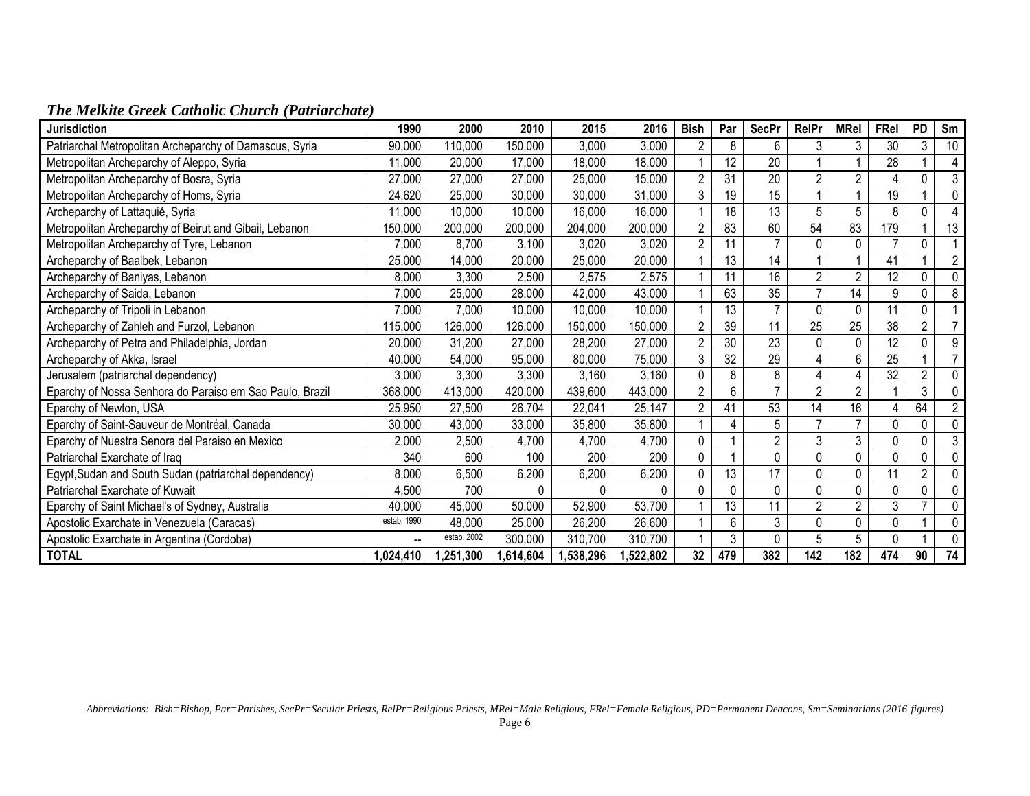## *The Melkite Greek Catholic Church (Patriarchate)*

| Jurisdiction | 1990 | 2000 | 2010 | 2015 | 2016 | Bish | Par | SecPr | RelPr | MRel | FRel | PD | Sm |
|---|---|---|---|---|---|---|---|---|---|---|---|---|---|
| Patriarchal Metropolitan Archeparchy of Damascus, Syria | 90,000 | 110,000 | 150,000 | 3,000 | 3,000 | 2 | 8 | 6 | 3 | 3 | 30 | 3 | 10 |
| Metropolitan Archeparchy of Aleppo, Syria | 11,000 | 20,000 | 17,000 | 18,000 | 18,000 | 1 | 12 | 20 | 1 | 1 | 28 | 1 | 4 |
| Metropolitan Archeparchy of Bosra, Syria | 27,000 | 27,000 | 27,000 | 25,000 | 15,000 | 2 | 31 | 20 | 2 | 2 | 4 | 0 | 3 |
| Metropolitan Archeparchy of Homs, Syria | 24,620 | 25,000 | 30,000 | 30,000 | 31,000 | 3 | 19 | 15 | 1 | 1 | 19 | 1 | 0 |
| Archeparchy of Lattaquié, Syria | 11,000 | 10,000 | 10,000 | 16,000 | 16,000 | 1 | 18 | 13 | 5 | 5 | 8 | 0 | 4 |
| Metropolitan Archeparchy of Beirut and Gibail, Lebanon | 150,000 | 200,000 | 200,000 | 204,000 | 200,000 | 2 | 83 | 60 | 54 | 83 | 179 | 1 | 13 |
| Metropolitan Archeparchy of Tyre, Lebanon | 7,000 | 8,700 | 3,100 | 3,020 | 3,020 | 2 | 11 | 7 | 0 | 0 | 7 | 0 | 1 |
| Archeparchy of Baalbek, Lebanon | 25,000 | 14,000 | 20,000 | 25,000 | 20,000 | 1 | 13 | 14 | 1 | 1 | 41 | 1 | 2 |
| Archeparchy of Baniyas, Lebanon | 8,000 | 3,300 | 2,500 | 2,575 | 2,575 | 1 | 11 | 16 | 2 | 2 | 12 | 0 | 0 |
| Archeparchy of Saida, Lebanon | 7,000 | 25,000 | 28,000 | 42,000 | 43,000 | 1 | 63 | 35 | 7 | 14 | 9 | 0 | 8 |
| Archeparchy of Tripoli in Lebanon | 7,000 | 7,000 | 10,000 | 10,000 | 10,000 | 1 | 13 | 7 | 0 | 0 | 11 | 0 | 1 |
| Archeparchy of Zahleh and Furzol, Lebanon | 115,000 | 126,000 | 126,000 | 150,000 | 150,000 | 2 | 39 | 11 | 25 | 25 | 38 | 2 | 7 |
| Archeparchy of Petra and Philadelphia, Jordan | 20,000 | 31,200 | 27,000 | 28,200 | 27,000 | 2 | 30 | 23 | 0 | 0 | 12 | 0 | 9 |
| Archeparchy of Akka, Israel | 40,000 | 54,000 | 95,000 | 80,000 | 75,000 | 3 | 32 | 29 | 4 | 6 | 25 | 1 | 7 |
| Jerusalem (patriarchal dependency) | 3,000 | 3,300 | 3,300 | 3,160 | 3,160 | 0 | 8 | 8 | 4 | 4 | 32 | 2 | 0 |
| Eparchy of Nossa Senhora do Paraiso em Sao Paulo, Brazil | 368,000 | 413,000 | 420,000 | 439,600 | 443,000 | 2 | 6 | 7 | 2 | 2 | 1 | 3 | 0 |
| Eparchy of Newton, USA | 25,950 | 27,500 | 26,704 | 22,041 | 25,147 | 2 | 41 | 53 | 14 | 16 | 4 | 64 | 2 |
| Eparchy of Saint-Sauveur de Montréal, Canada | 30,000 | 43,000 | 33,000 | 35,800 | 35,800 | 1 | 4 | 5 | 7 | 7 | 0 | 0 | 0 |
| Eparchy of Nuestra Senora del Paraiso en Mexico | 2,000 | 2,500 | 4,700 | 4,700 | 4,700 | 0 | 1 | 2 | 3 | 3 | 0 | 0 | 3 |
| Patriarchal Exarchate of Iraq | 340 | 600 | 100 | 200 | 200 | 0 | 1 | 0 | 0 | 0 | 0 | 0 | 0 |
| Egypt,Sudan and South Sudan (patriarchal dependency) | 8,000 | 6,500 | 6,200 | 6,200 | 6,200 | 0 | 13 | 17 | 0 | 0 | 11 | 2 | 0 |
| Patriarchal Exarchate of Kuwait | 4,500 | 700 | 0 | 0 | 0 | 0 | 0 | 0 | 0 | 0 | 0 | 0 | 0 |
| Eparchy of Saint Michael's of Sydney, Australia | 40,000 | 45,000 | 50,000 | 52,900 | 53,700 | 1 | 13 | 11 | 2 | 2 | 3 | 7 | 0 |
| Apostolic Exarchate in Venezuela (Caracas) | estab. 1990 | 48,000 | 25,000 | 26,200 | 26,600 | 1 | 6 | 3 | 0 | 0 | 0 | 1 | 0 |
| Apostolic Exarchate in Argentina (Cordoba) | -- | estab. 2002 | 300,000 | 310,700 | 310,700 | 1 | 3 | 0 | 5 | 5 | 0 | 1 | 0 |
| **TOTAL** | **1,024,410** | **1,251,300** | **1,614,604** | **1,538,296** | **1,522,802** | **32** | **479** | **382** | **142** | **182** | **474** | **90** | **74** |

*Abbreviations: Bish=Bishop, Par=Parishes, SecPr=Secular Priests, RelPr=Religious Priests, MRel=Male Religious, FRel=Female Religious, PD=Permanent Deacons, Sm=Seminarians (2016 figures)*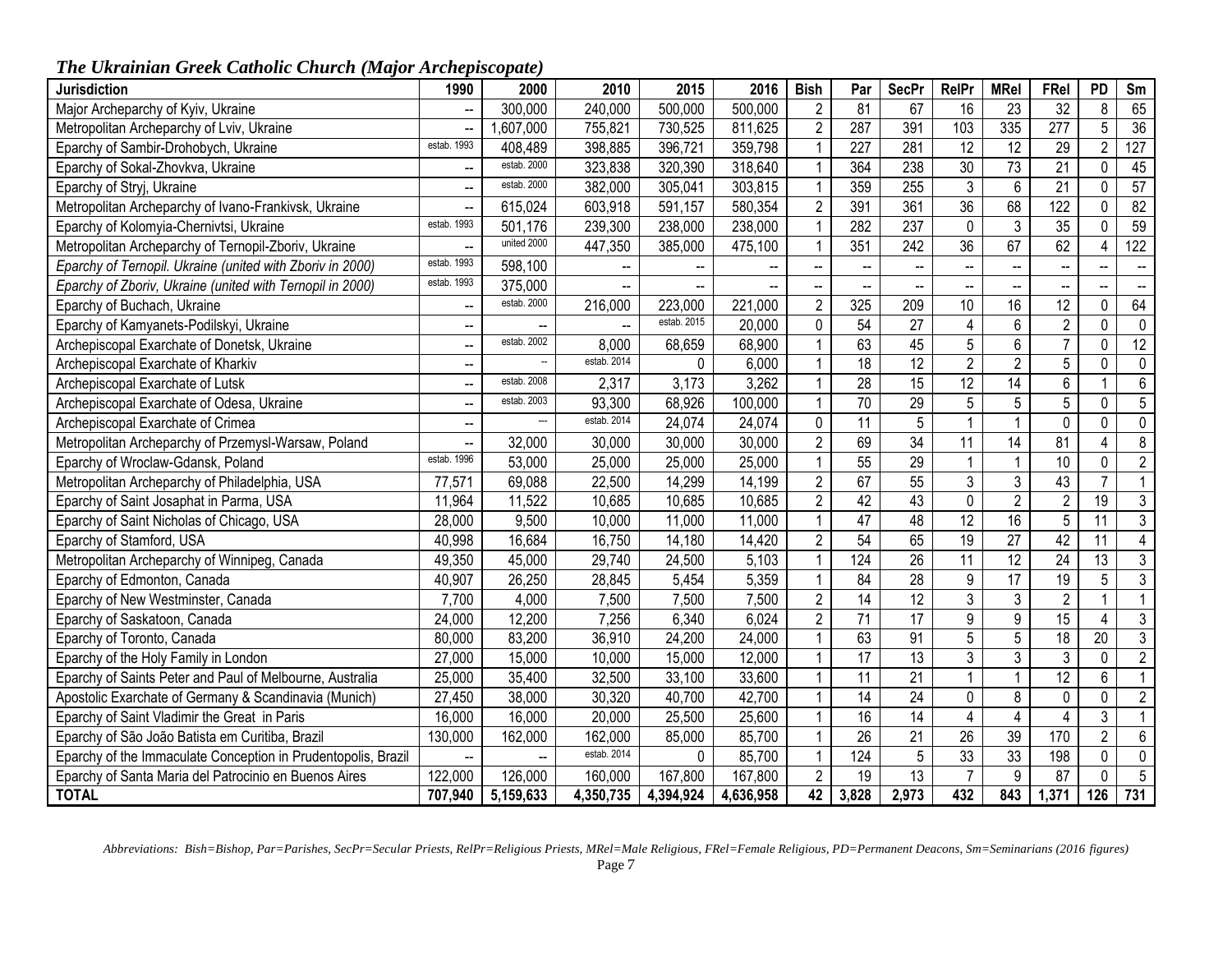*The Ukrainian Greek Catholic Church (Major Archepiscopate)*

| Jurisdiction | 1990 | 2000 | 2010 | 2015 | 2016 | Bish | Par | SecPr | RelPr | MRel | FRel | PD | Sm |
|---|---|---|---|---|---|---|---|---|---|---|---|---|---|
| Major Archeparchy of Kyiv, Ukraine | -- | 300,000 | 240,000 | 500,000 | 500,000 | 2 | 81 | 67 | 16 | 23 | 32 | 8 | 65 |
| Metropolitan Archeparchy of Lviv, Ukraine | -- | 1,607,000 | 755,821 | 730,525 | 811,625 | 2 | 287 | 391 | 103 | 335 | 277 | 5 | 36 |
| Eparchy of Sambir-Drohobych, Ukraine | estab. 1993 | 408,489 | 398,885 | 396,721 | 359,798 | 1 | 227 | 281 | 12 | 12 | 29 | 2 | 127 |
| Eparchy of Sokal-Zhovkva, Ukraine | -- | estab. 2000 | 323,838 | 320,390 | 318,640 | 1 | 364 | 238 | 30 | 73 | 21 | 0 | 45 |
| Eparchy of Stryj, Ukraine | -- | estab. 2000 | 382,000 | 305,041 | 303,815 | 1 | 359 | 255 | 3 | 6 | 21 | 0 | 57 |
| Metropolitan Archeparchy of Ivano-Frankivsk, Ukraine | -- | 615,024 | 603,918 | 591,157 | 580,354 | 2 | 391 | 361 | 36 | 68 | 122 | 0 | 82 |
| Eparchy of Kolomyia-Chernivtsi, Ukraine | estab. 1993 | 501,176 | 239,300 | 238,000 | 238,000 | 1 | 282 | 237 | 0 | 3 | 35 | 0 | 59 |
| Metropolitan Archeparchy of Ternopil-Zboriv, Ukraine | -- | united 2000 | 447,350 | 385,000 | 475,100 | 1 | 351 | 242 | 36 | 67 | 62 | 4 | 122 |
| *Eparchy of Ternopil. Ukraine (united with Zboriv in 2000)* | estab. 1993 | 598,100 | -- | -- | -- | -- | -- | -- | -- | -- | -- | -- | -- |
| *Eparchy of Zboriv, Ukraine (united with Ternopil in 2000)* | estab. 1993 | 375,000 | -- | -- | -- | -- | -- | -- | -- | -- | -- | -- | -- |
| Eparchy of Buchach, Ukraine | -- | estab. 2000 | 216,000 | 223,000 | 221,000 | 2 | 325 | 209 | 10 | 16 | 12 | 0 | 64 |
| Eparchy of Kamyanets-Podilskyi, Ukraine | -- | -- | -- | estab. 2015 | 20,000 | 0 | 54 | 27 | 4 | 6 | 2 | 0 | 0 |
| Archepiscopal Exarchate of Donetsk, Ukraine | -- | estab. 2002 | 8,000 | 68,659 | 68,900 | 1 | 63 | 45 | 5 | 6 | 7 | 0 | 12 |
| Archepiscopal Exarchate of Kharkiv | -- | -- | estab. 2014 | 0 | 6,000 | 1 | 18 | 12 | 2 | 2 | 5 | 0 | 0 |
| Archepiscopal Exarchate of Lutsk | -- | estab. 2008 | 2,317 | 3,173 | 3,262 | 1 | 28 | 15 | 12 | 14 | 6 | 1 | 6 |
| Archepiscopal Exarchate of Odesa, Ukraine | -- | estab. 2003 | 93,300 | 68,926 | 100,000 | 1 | 70 | 29 | 5 | 5 | 5 | 0 | 5 |
| Archepiscopal Exarchate of Crimea | -- | --- | estab. 2014 | 24,074 | 24,074 | 0 | 11 | 5 | 1 | 1 | 0 | 0 | 0 |
| Metropolitan Archeparchy of Przemysl-Warsaw, Poland | -- | 32,000 | 30,000 | 30,000 | 30,000 | 2 | 69 | 34 | 11 | 14 | 81 | 4 | 8 |
| Eparchy of Wroclaw-Gdansk, Poland | estab. 1996 | 53,000 | 25,000 | 25,000 | 25,000 | 1 | 55 | 29 | 1 | 1 | 10 | 0 | 2 |
| Metropolitan Archeparchy of Philadelphia, USA | 77,571 | 69,088 | 22,500 | 14,299 | 14,199 | 2 | 67 | 55 | 3 | 3 | 43 | 7 | 1 |
| Eparchy of Saint Josaphat in Parma, USA | 11,964 | 11,522 | 10,685 | 10,685 | 10,685 | 2 | 42 | 43 | 0 | 2 | 2 | 19 | 3 |
| Eparchy of Saint Nicholas of Chicago, USA | 28,000 | 9,500 | 10,000 | 11,000 | 11,000 | 1 | 47 | 48 | 12 | 16 | 5 | 11 | 3 |
| Eparchy of Stamford, USA | 40,998 | 16,684 | 16,750 | 14,180 | 14,420 | 2 | 54 | 65 | 19 | 27 | 42 | 11 | 4 |
| Metropolitan Archeparchy of Winnipeg, Canada | 49,350 | 45,000 | 29,740 | 24,500 | 5,103 | 1 | 124 | 26 | 11 | 12 | 24 | 13 | 3 |
| Eparchy of Edmonton, Canada | 40,907 | 26,250 | 28,845 | 5,454 | 5,359 | 1 | 84 | 28 | 9 | 17 | 19 | 5 | 3 |
| Eparchy of New Westminster, Canada | 7,700 | 4,000 | 7,500 | 7,500 | 7,500 | 2 | 14 | 12 | 3 | 3 | 2 | 1 | 1 |
| Eparchy of Saskatoon, Canada | 24,000 | 12,200 | 7,256 | 6,340 | 6,024 | 2 | 71 | 17 | 9 | 9 | 15 | 4 | 3 |
| Eparchy of Toronto, Canada | 80,000 | 83,200 | 36,910 | 24,200 | 24,000 | 1 | 63 | 91 | 5 | 5 | 18 | 20 | 3 |
| Eparchy of the Holy Family in London | 27,000 | 15,000 | 10,000 | 15,000 | 12,000 | 1 | 17 | 13 | 3 | 3 | 3 | 0 | 2 |
| Eparchy of Saints Peter and Paul of Melbourne, Australia | 25,000 | 35,400 | 32,500 | 33,100 | 33,600 | 1 | 11 | 21 | 1 | 1 | 12 | 6 | 1 |
| Apostolic Exarchate of Germany & Scandinavia (Munich) | 27,450 | 38,000 | 30,320 | 40,700 | 42,700 | 1 | 14 | 24 | 0 | 8 | 0 | 0 | 2 |
| Eparchy of Saint Vladimir the Great in Paris | 16,000 | 16,000 | 20,000 | 25,500 | 25,600 | 1 | 16 | 14 | 4 | 4 | 4 | 3 | 1 |
| Eparchy of São João Batista em Curitiba, Brazil | 130,000 | 162,000 | 162,000 | 85,000 | 85,700 | 1 | 26 | 21 | 26 | 39 | 170 | 2 | 6 |
| Eparchy of the Immaculate Conception in Prudentopolis, Brazil | -- | -- | estab. 2014 | 0 | 85,700 | 1 | 124 | 5 | 33 | 33 | 198 | 0 | 0 |
| Eparchy of Santa Maria del Patrocinio en Buenos Aires | 122,000 | 126,000 | 160,000 | 167,800 | 167,800 | 2 | 19 | 13 | 7 | 9 | 87 | 0 | 5 |
| **TOTAL** | **707,940** | **5,159,633** | **4,350,735** | **4,394,924** | **4,636,958** | **42** | **3,828** | **2,973** | **432** | **843** | **1,371** | **126** | **731** |

*Abbreviations: Bish=Bishop, Par=Parishes, SecPr=Secular Priests, RelPr=Religious Priests, MRel=Male Religious, FRel=Female Religious, PD=Permanent Deacons, Sm=Seminarians (2016 figures)*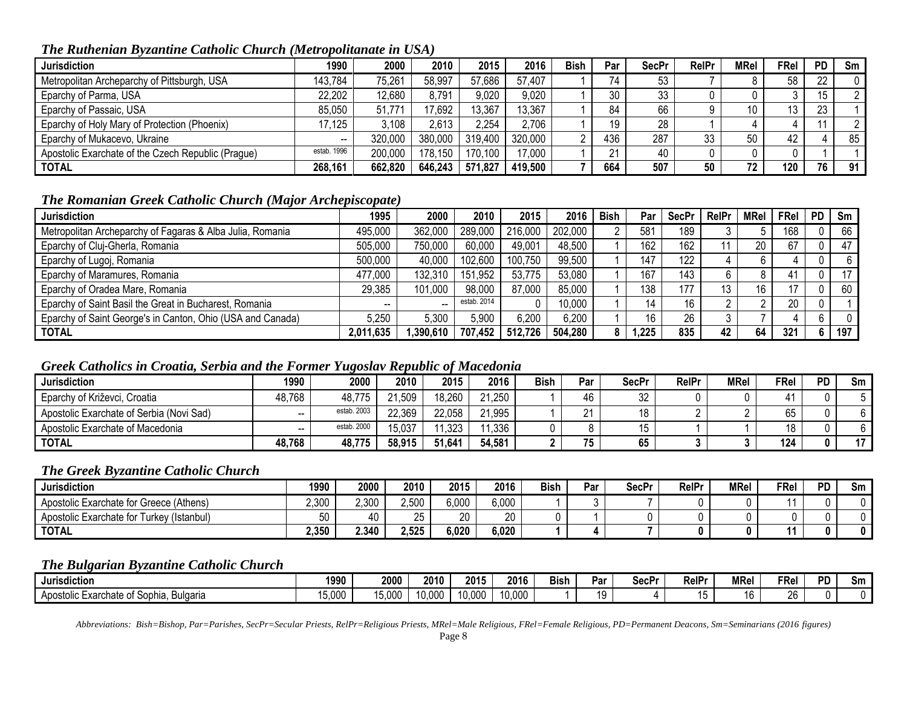### The Ruthenian Byzantine Catholic Church (Metropolitanate in USA)

| Jurisdiction | 1990 | 2000 | 2010 | 2015 | 2016 | Bish | Par | SecPr | RelPr | MRel | FRel | PD | Sm |
|---|---|---|---|---|---|---|---|---|---|---|---|---|---|
| Metropolitan Archeparchy of Pittsburgh, USA | 143,784 | 75,261 | 58,997 | 57,686 | 57,407 | 1 | 74 | 53 | 7 | 8 | 58 | 22 | 0 |
| Eparchy of Parma, USA | 22,202 | 12,680 | 8,791 | 9,020 | 9,020 | 1 | 30 | 33 | 0 | 0 | 3 | 15 | 2 |
| Eparchy of Passaic, USA | 85,050 | 51,771 | 17,692 | 13,367 | 13,367 | 1 | 84 | 66 | 9 | 10 | 13 | 23 | 1 |
| Eparchy of Holy Mary of Protection (Phoenix) | 17,125 | 3,108 | 2,613 | 2,254 | 2,706 | 1 | 19 | 28 | 1 | 4 | 4 | 11 | 2 |
| Eparchy of Mukacevo, Ukraine | -- | 320,000 | 380,000 | 319,400 | 320,000 | 2 | 436 | 287 | 33 | 50 | 42 | 4 | 85 |
| Apostolic Exarchate of the Czech Republic (Prague) | estab. 1996 | 200,000 | 178,150 | 170,100 | 17,000 | 1 | 21 | 40 | 0 | 0 | 0 | 1 | 1 |
| **TOTAL** | **268,161** | **662,820** | **646,243** | **571,827** | **419,500** | **7** | **664** | **507** | **50** | **72** | **120** | **76** | **91** |

### The Romanian Greek Catholic Church (Major Archepiscopate)

| Jurisdiction | 1995 | 2000 | 2010 | 2015 | 2016 | Bish | Par | SecPr | RelPr | MRel | FRel | PD | Sm |
|---|---|---|---|---|---|---|---|---|---|---|---|---|---|
| Metropolitan Archeparchy of Fagaras & Alba Julia, Romania | 495,000 | 362,000 | 289,000 | 216,000 | 202,000 | 2 | 581 | 189 | 3 | 5 | 168 | 0 | 66 |
| Eparchy of Cluj-Gherla, Romania | 505,000 | 750,000 | 60,000 | 49,001 | 48,500 | 1 | 162 | 162 | 11 | 20 | 67 | 0 | 47 |
| Eparchy of Lugoj, Romania | 500,000 | 40,000 | 102,600 | 100,750 | 99,500 | 1 | 147 | 122 | 4 | 6 | 4 | 0 | 6 |
| Eparchy of Maramures, Romania | 477,000 | 132,310 | 151,952 | 53,775 | 53,080 | 1 | 167 | 143 | 6 | 8 | 41 | 0 | 17 |
| Eparchy of Oradea Mare, Romania | 29,385 | 101,000 | 98,000 | 87,000 | 85,000 | 1 | 138 | 177 | 13 | 16 | 17 | 0 | 60 |
| Eparchy of Saint Basil the Great in Bucharest, Romania | -- | -- | estab. 2014 | 0 | 10,000 | 1 | 14 | 16 | 2 | 2 | 20 | 0 | 1 |
| Eparchy of Saint George's in Canton, Ohio (USA and Canada) | 5,250 | 5,300 | 5,900 | 6,200 | 6,200 | 1 | 16 | 26 | 3 | 7 | 4 | 6 | 0 |
| **TOTAL** | **2,011,635** | **1,390,610** | **707,452** | **512,726** | **504,280** | **8** | **1,225** | **835** | **42** | **64** | **321** | **6** | **197** |

### Greek Catholics in Croatia, Serbia and the Former Yugoslav Republic of Macedonia

| Jurisdiction | 1990 | 2000 | 2010 | 2015 | 2016 | Bish | Par | SecPr | RelPr | MRel | FRel | PD | Sm |
|---|---|---|---|---|---|---|---|---|---|---|---|---|---|
| Eparchy of Križevci, Croatia | 48,768 | 48,775 | 21,509 | 18,260 | 21,250 | 1 | 46 | 32 | 0 | 0 | 41 | 0 | 5 |
| Apostolic Exarchate of Serbia (Novi Sad) | -- | estab. 2003 | 22,369 | 22,058 | 21,995 | 1 | 21 | 18 | 2 | 2 | 65 | 0 | 6 |
| Apostolic Exarchate of Macedonia | -- | estab. 2000 | 15,037 | 11,323 | 11,336 | 0 | 8 | 15 | 1 | 1 | 18 | 0 | 6 |
| **TOTAL** | **48,768** | **48,775** | **58,915** | **51,641** | **54,581** | **2** | **75** | **65** | **3** | **3** | **124** | **0** | **17** |

### The Greek Byzantine Catholic Church

| Jurisdiction | 1990 | 2000 | 2010 | 2015 | 2016 | Bish | Par | SecPr | RelPr | MRel | FRel | PD | Sm |
|---|---|---|---|---|---|---|---|---|---|---|---|---|---|
| Apostolic Exarchate for Greece (Athens) | 2,300 | 2,300 | 2,500 | 6,000 | 6,000 | 1 | 3 | 7 | 0 | 0 | 11 | 0 | 0 |
| Apostolic Exarchate for Turkey (Istanbul) | 50 | 40 | 25 | 20 | 20 | 0 | 1 | 0 | 0 | 0 | 0 | 0 | 0 |
| **TOTAL** | **2,350** | **2.340** | **2,525** | **6,020** | **6,020** | **1** | **4** | **7** | **0** | **0** | **11** | **0** | **0** |

### The Bulgarian Byzantine Catholic Church

| Jurisdiction | 1990 | 2000 | 2010 | 2015 | 2016 | Bish | Par | SecPr | RelPr | MRel | FRel | PD | Sm |
|---|---|---|---|---|---|---|---|---|---|---|---|---|---|
| Apostolic Exarchate of Sophia, Bulgaria | 15,000 | 15,000 | 10,000 | 10,000 | 10,000 | 1 | 19 | 4 | 15 | 16 | 26 | 0 | 0 |

*Abbreviations: Bish=Bishop, Par=Parishes, SecPr=Secular Priests, RelPr=Religious Priests, MRel=Male Religious, FRel=Female Religious, PD=Permanent Deacons, Sm=Seminarians (2016 figures)*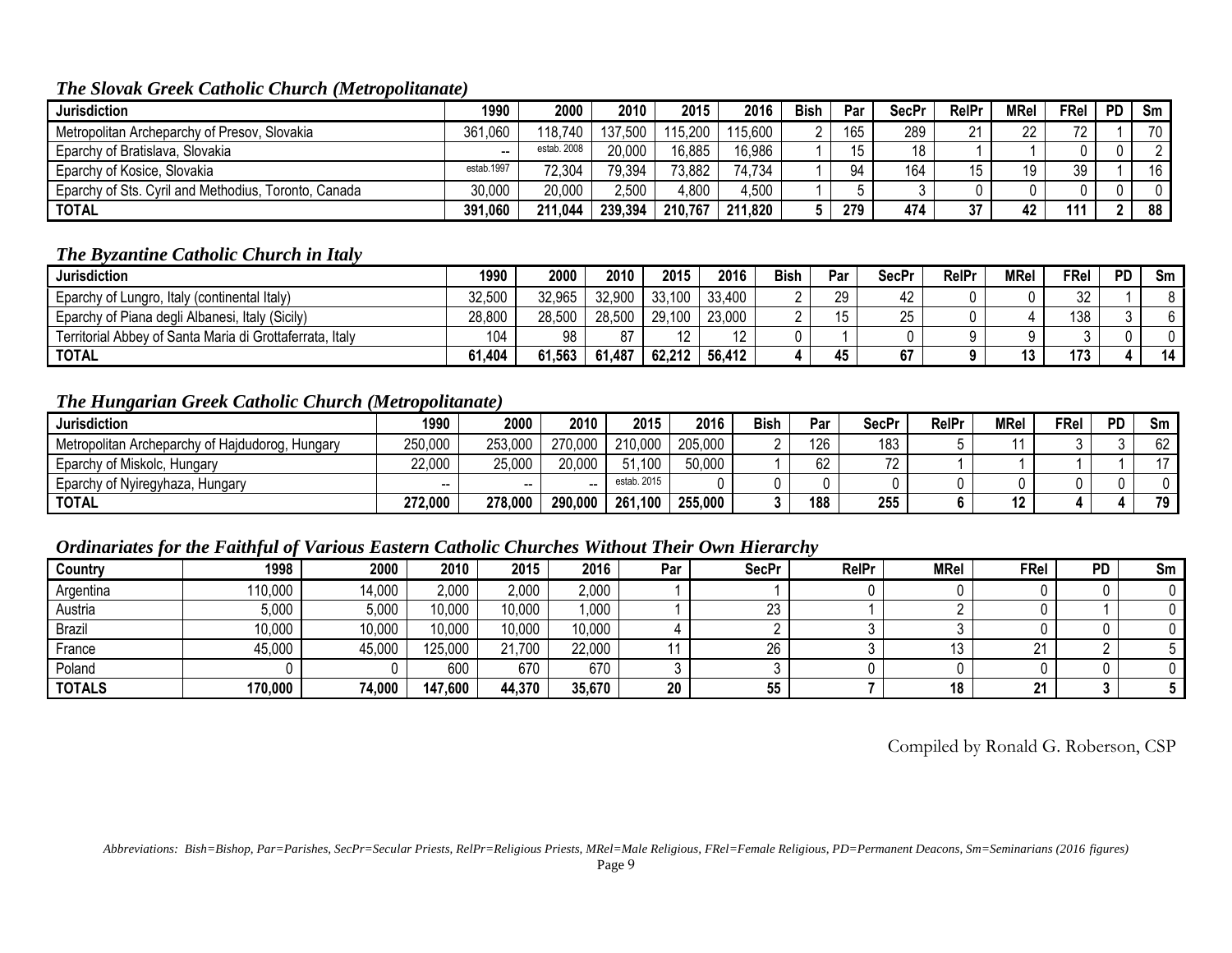### *The Slovak Greek Catholic Church (Metropolitanate)*

| Jurisdiction | 1990 | 2000 | 2010 | 2015 | 2016 | Bish | Par | SecPr | RelPr | MRel | FRel | PD | Sm |
|---|---|---|---|---|---|---|---|---|---|---|---|---|---|
| Metropolitan Archeparchy of Presov, Slovakia | 361,060 | 118,740 | 137,500 | 115,200 | 115,600 | 2 | 165 | 289 | 21 | 22 | 72 | 1 | 70 |
| Eparchy of Bratislava, Slovakia | -- | estab. 2008 | 20,000 | 16,885 | 16,986 | 1 | 15 | 18 | 1 | 1 | 0 | 0 | 2 |
| Eparchy of Kosice, Slovakia | estab.1997 | 72,304 | 79,394 | 73,882 | 74,734 | 1 | 94 | 164 | 15 | 19 | 39 | 1 | 16 |
| Eparchy of Sts. Cyril and Methodius, Toronto, Canada | 30,000 | 20,000 | 2,500 | 4,800 | 4,500 | 1 | 5 | 3 | 0 | 0 | 0 | 0 | 0 |
| **TOTAL** | **391,060** | **211,044** | **239,394** | **210,767** | **211,820** | **5** | **279** | **474** | **37** | **42** | **111** | **2** | **88** |

### *The Byzantine Catholic Church in Italy*

| Jurisdiction | 1990 | 2000 | 2010 | 2015 | 2016 | Bish | Par | SecPr | RelPr | MRel | FRel | PD | Sm |
|---|---|---|---|---|---|---|---|---|---|---|---|---|---|
| Eparchy of Lungro, Italy (continental Italy) | 32,500 | 32,965 | 32,900 | 33,100 | 33,400 | 2 | 29 | 42 | 0 | 0 | 32 | 1 | 8 |
| Eparchy of Piana degli Albanesi, Italy (Sicily) | 28,800 | 28,500 | 28,500 | 29,100 | 23,000 | 2 | 15 | 25 | 0 | 4 | 138 | 3 | 6 |
| Territorial Abbey of Santa Maria di Grottaferrata, Italy | 104 | 98 | 87 | 12 | 12 | 0 | 1 | 0 | 9 | 9 | 3 | 0 | 0 |
| **TOTAL** | **61,404** | **61,563** | **61,487** | **62,212** | **56,412** | **4** | **45** | **67** | **9** | **13** | **173** | **4** | **14** |

### *The Hungarian Greek Catholic Church (Metropolitanate)*

| Jurisdiction | 1990 | 2000 | 2010 | 2015 | 2016 | Bish | Par | SecPr | RelPr | MRel | FRel | PD | Sm |
|---|---|---|---|---|---|---|---|---|---|---|---|---|---|
| Metropolitan Archeparchy of Hajdudorog, Hungary | 250,000 | 253,000 | 270,000 | 210,000 | 205,000 | 2 | 126 | 183 | 5 | 11 | 3 | 3 | 62 |
| Eparchy of Miskolc, Hungary | 22,000 | 25,000 | 20,000 | 51,100 | 50,000 | 1 | 62 | 72 | 1 | 1 | 1 | 1 | 17 |
| Eparchy of Nyiregyhaza, Hungary | -- | -- | -- | estab. 2015 | 0 | 0 | 0 | 0 | 0 | 0 | 0 | 0 | 0 |
| **TOTAL** | **272,000** | **278,000** | **290,000** | **261,100** | **255,000** | **3** | **188** | **255** | **6** | **12** | **4** | **4** | **79** |

### *Ordinariates for the Faithful of Various Eastern Catholic Churches Without Their Own Hierarchy*

| Country | 1998 | 2000 | 2010 | 2015 | 2016 | Par | SecPr | RelPr | MRel | FRel | PD | Sm |
|---|---|---|---|---|---|---|---|---|---|---|---|---|
| Argentina | 110,000 | 14,000 | 2,000 | 2,000 | 2,000 | 1 | 1 | 0 | 0 | 0 | 0 | 0 |
| Austria | 5,000 | 5,000 | 10,000 | 10,000 | 1,000 | 1 | 23 | 1 | 2 | 0 | 1 | 0 |
| Brazil | 10,000 | 10,000 | 10,000 | 10,000 | 10,000 | 4 | 2 | 3 | 3 | 0 | 0 | 0 |
| France | 45,000 | 45,000 | 125,000 | 21,700 | 22,000 | 11 | 26 | 3 | 13 | 21 | 2 | 5 |
| Poland | 0 | 0 | 600 | 670 | 670 | 3 | 3 | 0 | 0 | 0 | 0 | 0 |
| **TOTALS** | **170,000** | **74,000** | **147,600** | **44,370** | **35,670** | **20** | **55** | **7** | **18** | **21** | **3** | **5** |

Compiled by Ronald G. Roberson, CSP

*Abbreviations: Bish=Bishop, Par=Parishes, SecPr=Secular Priests, RelPr=Religious Priests, MRel=Male Religious, FRel=Female Religious, PD=Permanent Deacons, Sm=Seminarians (2016 figures)*